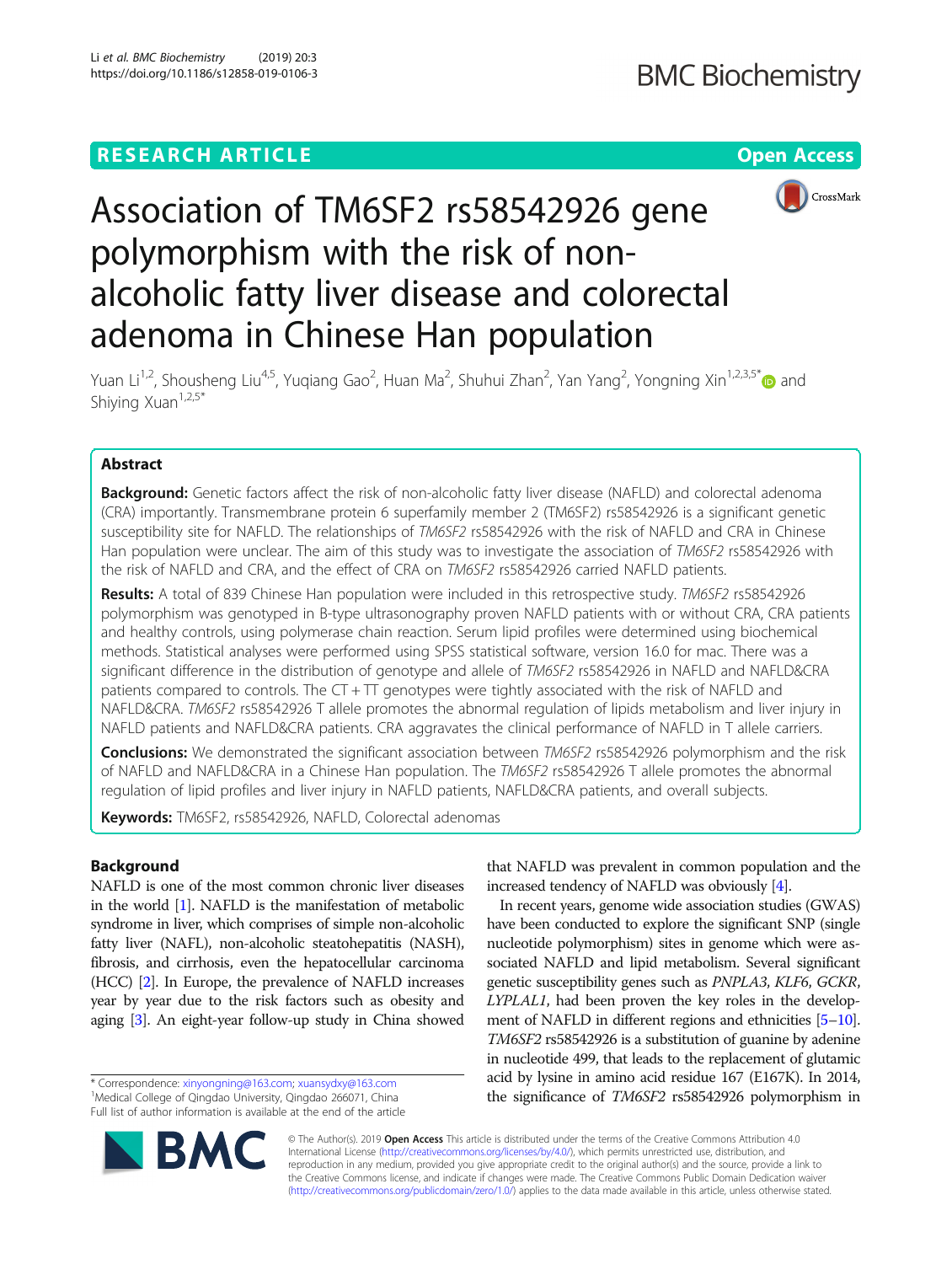RESEARCH ARTICLE

Open Access

# Association of TM6SF2 rs58542926 gene polymorphism with the risk of non-alcoholic fatty liver disease and colorectal adenoma in Chinese Han population

Yuan Li[1,2], Shousheng Liu[4,5], Yuqiang Gao[2], Huan Ma[2], Shuhui Zhan[2], Yan Yang[2], Yongning Xin[1,2,3,5*] and Shiying Xuan[1,2,5*]

## Abstract

**Background:** Genetic factors affect the risk of non-alcoholic fatty liver disease (NAFLD) and colorectal adenoma (CRA) importantly. Transmembrane protein 6 superfamily member 2 (TM6SF2) rs58542926 is a significant genetic susceptibility site for NAFLD. The relationships of *TM6SF2* rs58542926 with the risk of NAFLD and CRA in Chinese Han population were unclear. The aim of this study was to investigate the association of *TM6SF2* rs58542926 with the risk of NAFLD and CRA, and the effect of CRA on *TM6SF2* rs58542926 carried NAFLD patients.

**Results:** A total of 839 Chinese Han population were included in this retrospective study. *TM6SF2* rs58542926 polymorphism was genotyped in B-type ultrasonography proven NAFLD patients with or without CRA, CRA patients and healthy controls, using polymerase chain reaction. Serum lipid profiles were determined using biochemical methods. Statistical analyses were performed using SPSS statistical software, version 16.0 for mac. There was a significant difference in the distribution of genotype and allele of *TM6SF2* rs58542926 in NAFLD and NAFLD&CRA patients compared to controls. The CT + TT genotypes were tightly associated with the risk of NAFLD and NAFLD&CRA. *TM6SF2* rs58542926 T allele promotes the abnormal regulation of lipids metabolism and liver injury in NAFLD patients and NAFLD&CRA patients. CRA aggravates the clinical performance of NAFLD in T allele carriers.

**Conclusions:** We demonstrated the significant association between *TM6SF2* rs58542926 polymorphism and the risk of NAFLD and NAFLD&CRA in a Chinese Han population. The *TM6SF2* rs58542926 T allele promotes the abnormal regulation of lipid profiles and liver injury in NAFLD patients, NAFLD&CRA patients, and overall subjects.

**Keywords:** TM6SF2, rs58542926, NAFLD, Colorectal adenomas

## Background

NAFLD is one of the most common chronic liver diseases in the world [1]. NAFLD is the manifestation of metabolic syndrome in liver, which comprises of simple non-alcoholic fatty liver (NAFL), non-alcoholic steatohepatitis (NASH), fibrosis, and cirrhosis, even the hepatocellular carcinoma (HCC) [2]. In Europe, the prevalence of NAFLD increases year by year due to the risk factors such as obesity and aging [3]. An eight-year follow-up study in China showed that NAFLD was prevalent in common population and the increased tendency of NAFLD was obviously [4].

In recent years, genome wide association studies (GWAS) have been conducted to explore the significant SNP (single nucleotide polymorphism) sites in genome which were associated NAFLD and lipid metabolism. Several significant genetic susceptibility genes such as *PNPLA3*, *KLF6*, *GCKR*, *LYPLAL1*, had been proven the key roles in the development of NAFLD in different regions and ethnicities [5–10]. *TM6SF2* rs58542926 is a substitution of guanine by adenine in nucleotide 499, that leads to the replacement of glutamic acid by lysine in amino acid residue 167 (E167K). In 2014, the significance of *TM6SF2* rs58542926 polymorphism in

* Correspondence: xinyongning@163.com; xuansydxy@163.com
[1]Medical College of Qingdao University, Qingdao 266071, China
Full list of author information is available at the end of the article

© The Author(s). 2019 **Open Access** This article is distributed under the terms of the Creative Commons Attribution 4.0 International License (http://creativecommons.org/licenses/by/4.0/), which permits unrestricted use, distribution, and reproduction in any medium, provided you give appropriate credit to the original author(s) and the source, provide a link to the Creative Commons license, and indicate if changes were made. The Creative Commons Public Domain Dedication waiver (http://creativecommons.org/publicdomain/zero/1.0/) applies to the data made available in this article, unless otherwise stated.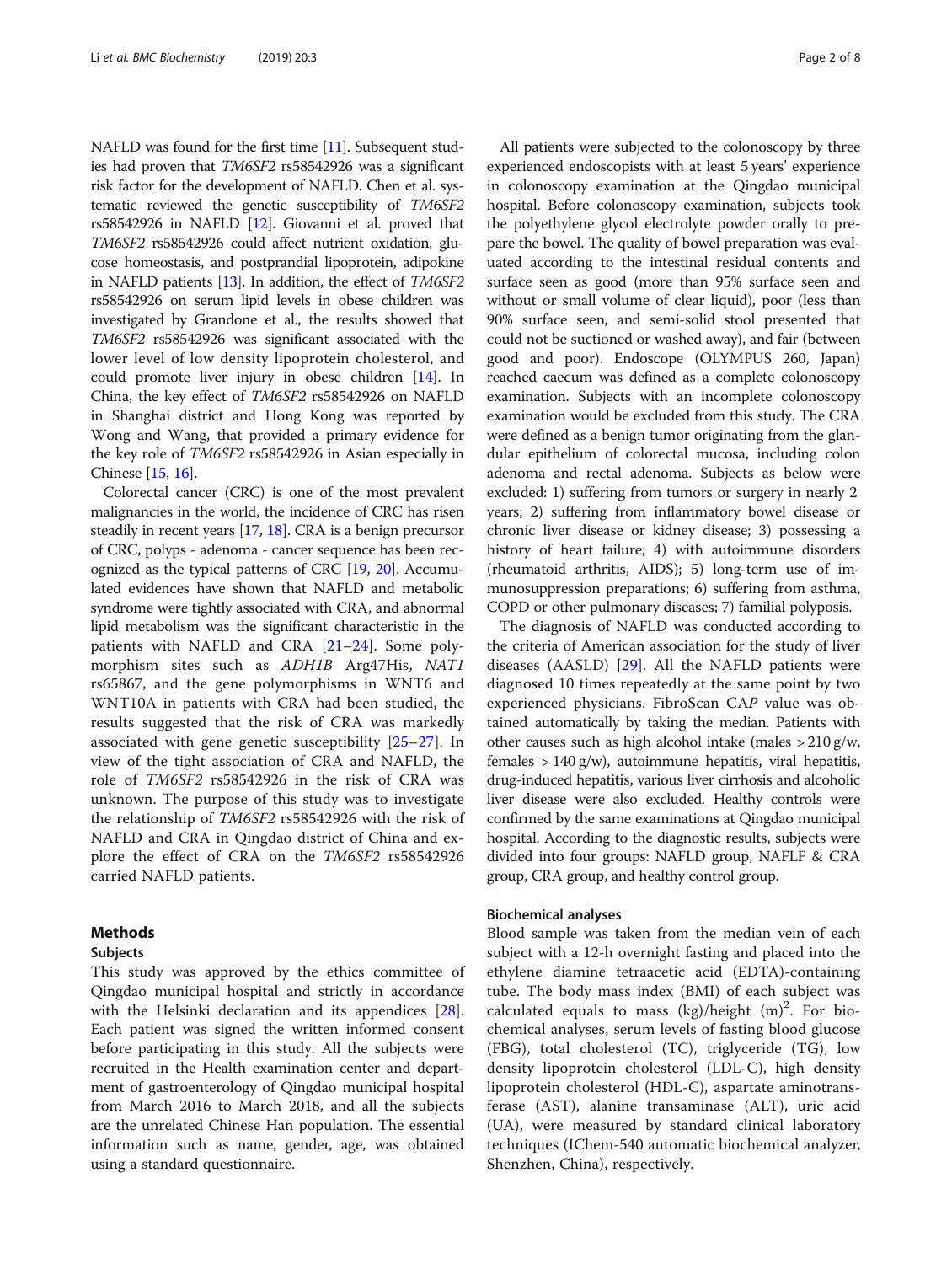NAFLD was found for the first time [11]. Subsequent studies had proven that *TM6SF2* rs58542926 was a significant risk factor for the development of NAFLD. Chen et al. systematic reviewed the genetic susceptibility of *TM6SF2* rs58542926 in NAFLD [12]. Giovanni et al. proved that *TM6SF2* rs58542926 could affect nutrient oxidation, glucose homeostasis, and postprandial lipoprotein, adipokine in NAFLD patients [13]. In addition, the effect of *TM6SF2* rs58542926 on serum lipid levels in obese children was investigated by Grandone et al., the results showed that *TM6SF2* rs58542926 was significant associated with the lower level of low density lipoprotein cholesterol, and could promote liver injury in obese children [14]. In China, the key effect of *TM6SF2* rs58542926 on NAFLD in Shanghai district and Hong Kong was reported by Wong and Wang, that provided a primary evidence for the key role of *TM6SF2* rs58542926 in Asian especially in Chinese [15, 16].

Colorectal cancer (CRC) is one of the most prevalent malignancies in the world, the incidence of CRC has risen steadily in recent years [17, 18]. CRA is a benign precursor of CRC, polyps - adenoma - cancer sequence has been recognized as the typical patterns of CRC [19, 20]. Accumulated evidences have shown that NAFLD and metabolic syndrome were tightly associated with CRA, and abnormal lipid metabolism was the significant characteristic in the patients with NAFLD and CRA [21–24]. Some polymorphism sites such as *ADH1B* Arg47His, *NAT1* rs65867, and the gene polymorphisms in WNT6 and WNT10A in patients with CRA had been studied, the results suggested that the risk of CRA was markedly associated with gene genetic susceptibility [25–27]. In view of the tight association of CRA and NAFLD, the role of *TM6SF2* rs58542926 in the risk of CRA was unknown. The purpose of this study was to investigate the relationship of *TM6SF2* rs58542926 with the risk of NAFLD and CRA in Qingdao district of China and explore the effect of CRA on the *TM6SF2* rs58542926 carried NAFLD patients.

## Methods

### Subjects

This study was approved by the ethics committee of Qingdao municipal hospital and strictly in accordance with the Helsinki declaration and its appendices [28]. Each patient was signed the written informed consent before participating in this study. All the subjects were recruited in the Health examination center and department of gastroenterology of Qingdao municipal hospital from March 2016 to March 2018, and all the subjects are the unrelated Chinese Han population. The essential information such as name, gender, age, was obtained using a standard questionnaire.

All patients were subjected to the colonoscopy by three experienced endoscopists with at least 5 years' experience in colonoscopy examination at the Qingdao municipal hospital. Before colonoscopy examination, subjects took the polyethylene glycol electrolyte powder orally to prepare the bowel. The quality of bowel preparation was evaluated according to the intestinal residual contents and surface seen as good (more than 95% surface seen and without or small volume of clear liquid), poor (less than 90% surface seen, and semi-solid stool presented that could not be suctioned or washed away), and fair (between good and poor). Endoscope (OLYMPUS 260, Japan) reached caecum was defined as a complete colonoscopy examination. Subjects with an incomplete colonoscopy examination would be excluded from this study. The CRA were defined as a benign tumor originating from the glandular epithelium of colorectal mucosa, including colon adenoma and rectal adenoma. Subjects as below were excluded: 1) suffering from tumors or surgery in nearly 2 years; 2) suffering from inflammatory bowel disease or chronic liver disease or kidney disease; 3) possessing a history of heart failure; 4) with autoimmune disorders (rheumatoid arthritis, AIDS); 5) long-term use of immunosuppression preparations; 6) suffering from asthma, COPD or other pulmonary diseases; 7) familial polyposis.

The diagnosis of NAFLD was conducted according to the criteria of American association for the study of liver diseases (AASLD) [29]. All the NAFLD patients were diagnosed 10 times repeatedly at the same point by two experienced physicians. FibroScan CA*P* value was obtained automatically by taking the median. Patients with other causes such as high alcohol intake (males > 210 g/w, females > 140 g/w), autoimmune hepatitis, viral hepatitis, drug-induced hepatitis, various liver cirrhosis and alcoholic liver disease were also excluded. Healthy controls were confirmed by the same examinations at Qingdao municipal hospital. According to the diagnostic results, subjects were divided into four groups: NAFLD group, NAFLF & CRA group, CRA group, and healthy control group.

### Biochemical analyses

Blood sample was taken from the median vein of each subject with a 12-h overnight fasting and placed into the ethylene diamine tetraacetic acid (EDTA)-containing tube. The body mass index (BMI) of each subject was calculated equals to mass (kg)/height (m)$^2$. For biochemical analyses, serum levels of fasting blood glucose (FBG), total cholesterol (TC), triglyceride (TG), low density lipoprotein cholesterol (LDL-C), high density lipoprotein cholesterol (HDL-C), aspartate aminotransferase (AST), alanine transaminase (ALT), uric acid (UA), were measured by standard clinical laboratory techniques (IChem-540 automatic biochemical analyzer, Shenzhen, China), respectively.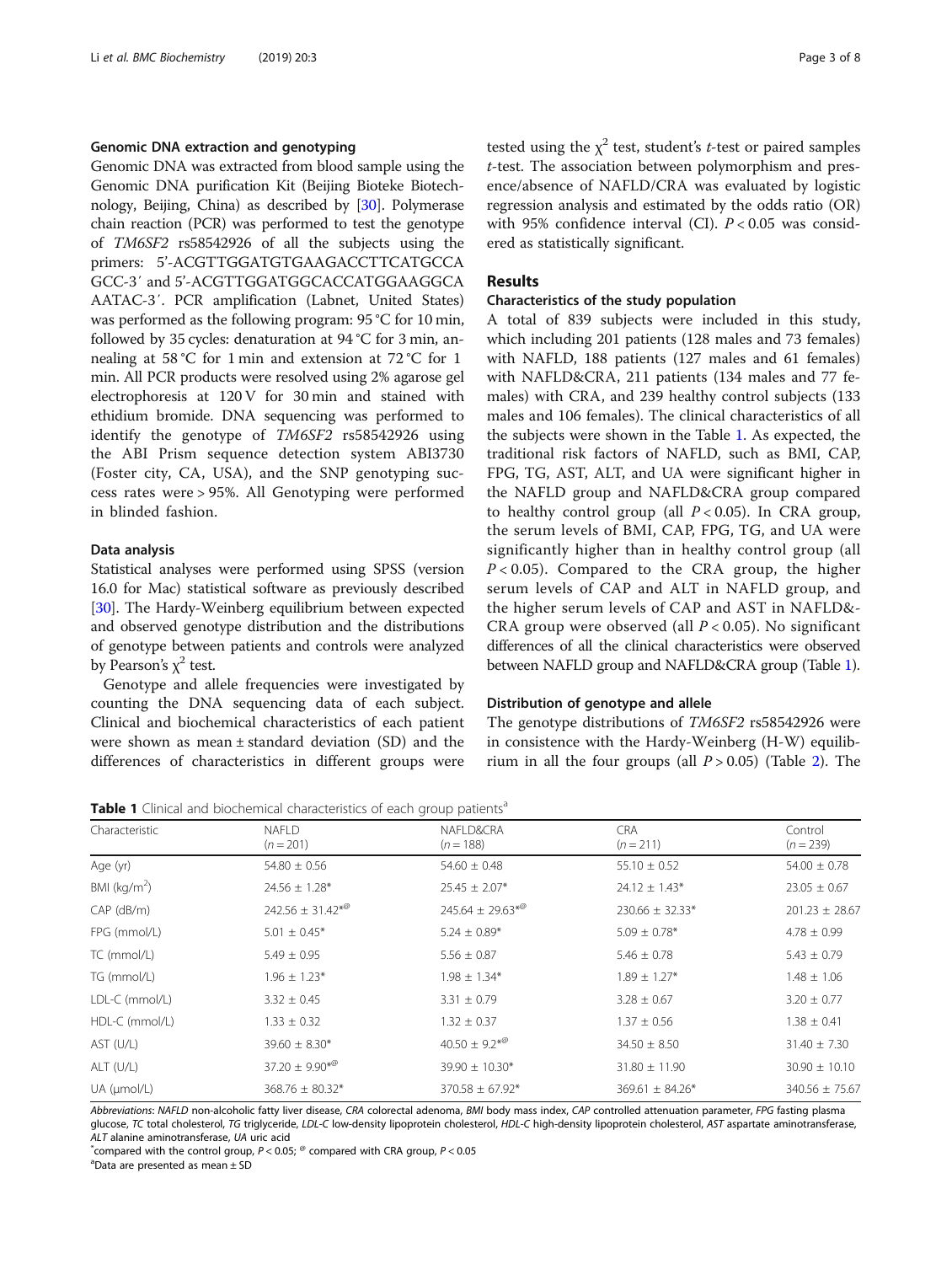### Genomic DNA extraction and genotyping

Genomic DNA was extracted from blood sample using the Genomic DNA purification Kit (Beijing Bioteke Biotechnology, Beijing, China) as described by [30]. Polymerase chain reaction (PCR) was performed to test the genotype of *TM6SF2* rs58542926 of all the subjects using the primers: 5'-ACGTTGGATGTGAAGACCTTCATGCCAGCC-3′ and 5'-ACGTTGGATGGCACCATGGAAGGCAAATAC-3′. PCR amplification (Labnet, United States) was performed as the following program: 95 °C for 10 min, followed by 35 cycles: denaturation at 94 °C for 3 min, annealing at 58 °C for 1 min and extension at 72 °C for 1 min. All PCR products were resolved using 2% agarose gel electrophoresis at 120 V for 30 min and stained with ethidium bromide. DNA sequencing was performed to identify the genotype of *TM6SF2* rs58542926 using the ABI Prism sequence detection system ABI3730 (Foster city, CA, USA), and the SNP genotyping success rates were > 95%. All Genotyping were performed in blinded fashion.

### Data analysis

Statistical analyses were performed using SPSS (version 16.0 for Mac) statistical software as previously described [30]. The Hardy-Weinberg equilibrium between expected and observed genotype distribution and the distributions of genotype between patients and controls were analyzed by Pearson's $\chi^2$ test.

Genotype and allele frequencies were investigated by counting the DNA sequencing data of each subject. Clinical and biochemical characteristics of each patient were shown as mean ± standard deviation (SD) and the differences of characteristics in different groups were tested using the $\chi^2$ test, student's *t*-test or paired samples *t*-test. The association between polymorphism and presence/absence of NAFLD/CRA was evaluated by logistic regression analysis and estimated by the odds ratio (OR) with 95% confidence interval (CI). $P < 0.05$ was considered as statistically significant.

## Results

### Characteristics of the study population

A total of 839 subjects were included in this study, which including 201 patients (128 males and 73 females) with NAFLD, 188 patients (127 males and 61 females) with NAFLD&CRA, 211 patients (134 males and 77 females) with CRA, and 239 healthy control subjects (133 males and 106 females). The clinical characteristics of all the subjects were shown in the Table 1. As expected, the traditional risk factors of NAFLD, such as BMI, CAP, FPG, TG, AST, ALT, and UA were significant higher in the NAFLD group and NAFLD&CRA group compared to healthy control group (all $P < 0.05$). In CRA group, the serum levels of BMI, CAP, FPG, TG, and UA were significantly higher than in healthy control group (all $P < 0.05$). Compared to the CRA group, the higher serum levels of CAP and ALT in NAFLD group, and the higher serum levels of CAP and AST in NAFLD&CRA group were observed (all $P < 0.05$). No significant differences of all the clinical characteristics were observed between NAFLD group and NAFLD&CRA group (Table 1).

### Distribution of genotype and allele

The genotype distributions of *TM6SF2* rs58542926 were in consistence with the Hardy-Weinberg (H-W) equilibrium in all the four groups (all $P > 0.05$) (Table 2). The

**Table 1** Clinical and biochemical characteristics of each group patients[a]

| Characteristic | NAFLD ($n = 201$) | NAFLD&CRA ($n = 188$) | CRA ($n = 211$) | Control ($n = 239$) |
|---|---|---|---|---|
| Age (yr) | 54.80 ± 0.56 | 54.60 ± 0.48 | 55.10 ± 0.52 | 54.00 ± 0.78 |
| BMI (kg/m$^2$) | 24.56 ± 1.28* | 25.45 ± 2.07* | 24.12 ± 1.43* | 23.05 ± 0.67 |
| CAP (dB/m) | 242.56 ± 31.42*@ | 245.64 ± 29.63*@ | 230.66 ± 32.33* | 201.23 ± 28.67 |
| FPG (mmol/L) | 5.01 ± 0.45* | 5.24 ± 0.89* | 5.09 ± 0.78* | 4.78 ± 0.99 |
| TC (mmol/L) | 5.49 ± 0.95 | 5.56 ± 0.87 | 5.46 ± 0.78 | 5.43 ± 0.79 |
| TG (mmol/L) | 1.96 ± 1.23* | 1.98 ± 1.34* | 1.89 ± 1.27* | 1.48 ± 1.06 |
| LDL-C (mmol/L) | 3.32 ± 0.45 | 3.31 ± 0.79 | 3.28 ± 0.67 | 3.20 ± 0.77 |
| HDL-C (mmol/L) | 1.33 ± 0.32 | 1.32 ± 0.37 | 1.37 ± 0.56 | 1.38 ± 0.41 |
| AST (U/L) | 39.60 ± 8.30* | 40.50 ± 9.2*@ | 34.50 ± 8.50 | 31.40 ± 7.30 |
| ALT (U/L) | 37.20 ± 9.90*@ | 39.90 ± 10.30* | 31.80 ± 11.90 | 30.90 ± 10.10 |
| UA (μmol/L) | 368.76 ± 80.32* | 370.58 ± 67.92* | 369.61 ± 84.26* | 340.56 ± 75.67 |

*Abbreviations*: *NAFLD* non-alcoholic fatty liver disease, *CRA* colorectal adenoma, *BMI* body mass index, *CAP* controlled attenuation parameter, *FPG* fasting plasma glucose, *TC* total cholesterol, *TG* triglyceride, *LDL-C* low-density lipoprotein cholesterol, *HDL-C* high-density lipoprotein cholesterol, *AST* aspartate aminotransferase, *ALT* alanine aminotransferase, *UA* uric acid

*compared with the control group, $P < 0.05$; @ compared with CRA group, $P < 0.05$

[a]Data are presented as mean ± SD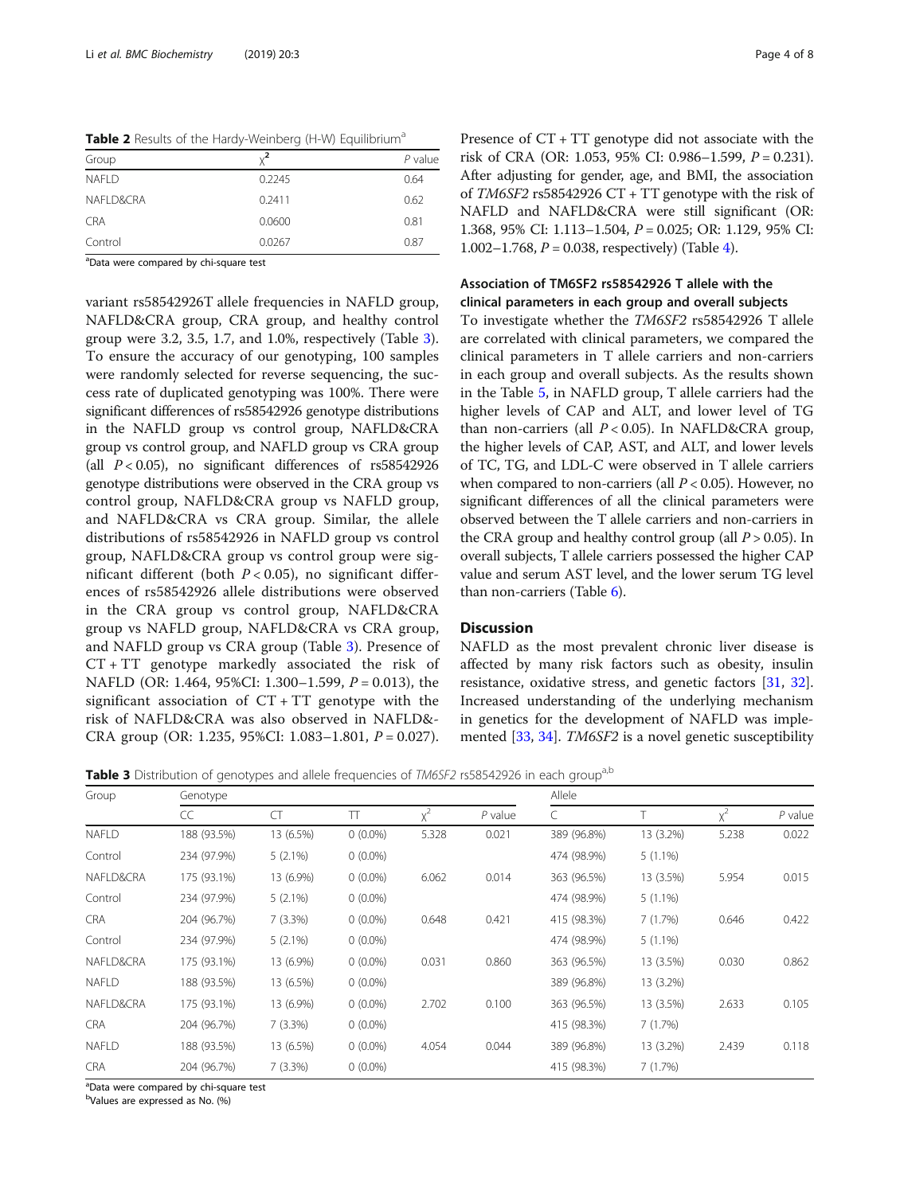**Table 2** Results of the Hardy-Weinberg (H-W) Equilibrium[a]

| Group | $\chi^2$ | *P* value |
|---|---|---|
| NAFLD | 0.2245 | 0.64 |
| NAFLD&CRA | 0.2411 | 0.62 |
| CRA | 0.0600 | 0.81 |
| Control | 0.0267 | 0.87 |

[a]Data were compared by chi-square test

variant rs58542926T allele frequencies in NAFLD group, NAFLD&CRA group, CRA group, and healthy control group were 3.2, 3.5, 1.7, and 1.0%, respectively (Table 3). To ensure the accuracy of our genotyping, 100 samples were randomly selected for reverse sequencing, the success rate of duplicated genotyping was 100%. There were significant differences of rs58542926 genotype distributions in the NAFLD group vs control group, NAFLD&CRA group vs control group, and NAFLD group vs CRA group (all $P < 0.05$), no significant differences of rs58542926 genotype distributions were observed in the CRA group vs control group, NAFLD&CRA group vs NAFLD group, and NAFLD&CRA vs CRA group. Similar, the allele distributions of rs58542926 in NAFLD group vs control group, NAFLD&CRA group vs control group were significant different (both $P < 0.05$), no significant differences of rs58542926 allele distributions were observed in the CRA group vs control group, NAFLD&CRA group vs NAFLD group, NAFLD&CRA vs CRA group, and NAFLD group vs CRA group (Table 3). Presence of CT + TT genotype markedly associated the risk of NAFLD (OR: 1.464, 95%CI: 1.300–1.599, $P = 0.013$), the significant association of CT + TT genotype with the risk of NAFLD&CRA was also observed in NAFLD&CRA group (OR: 1.235, 95%CI: 1.083–1.801, $P = 0.027$). Presence of CT + TT genotype did not associate with the risk of CRA (OR: 1.053, 95% CI: 0.986–1.599, $P = 0.231$). After adjusting for gender, age, and BMI, the association of *TM6SF2* rs58542926 CT + TT genotype with the risk of NAFLD and NAFLD&CRA were still significant (OR: 1.368, 95% CI: 1.113–1.504, $P = 0.025$; OR: 1.129, 95% CI: 1.002–1.768, $P = 0.038$, respectively) (Table 4).

### Association of TM6SF2 rs58542926 T allele with the clinical parameters in each group and overall subjects

To investigate whether the *TM6SF2* rs58542926 T allele are correlated with clinical parameters, we compared the clinical parameters in T allele carriers and non-carriers in each group and overall subjects. As the results shown in the Table 5, in NAFLD group, T allele carriers had the higher levels of CAP and ALT, and lower level of TG than non-carriers (all $P < 0.05$). In NAFLD&CRA group, the higher levels of CAP, AST, and ALT, and lower levels of TC, TG, and LDL-C were observed in T allele carriers when compared to non-carriers (all $P < 0.05$). However, no significant differences of all the clinical parameters were observed between the T allele carriers and non-carriers in the CRA group and healthy control group (all $P > 0.05$). In overall subjects, T allele carriers possessed the higher CAP value and serum AST level, and the lower serum TG level than non-carriers (Table 6).

## Discussion

NAFLD as the most prevalent chronic liver disease is affected by many risk factors such as obesity, insulin resistance, oxidative stress, and genetic factors [31, 32]. Increased understanding of the underlying mechanism in genetics for the development of NAFLD was implemented [33, 34]. *TM6SF2* is a novel genetic susceptibility

**Table 3** Distribution of genotypes and allele frequencies of *TM6SF2* rs58542926 in each group[a,b]

| Group | Genotype | | | | | Allele | | | |
|---|---|---|---|---|---|---|---|---|---|
| | CC | CT | TT | $\chi^2$ | *P* value | C | T | $\chi^2$ | *P* value |
| NAFLD | 188 (93.5%) | 13 (6.5%) | 0 (0.0%) | 5.328 | 0.021 | 389 (96.8%) | 13 (3.2%) | 5.238 | 0.022 |
| Control | 234 (97.9%) | 5 (2.1%) | 0 (0.0%) | | | 474 (98.9%) | 5 (1.1%) | | |
| NAFLD&CRA | 175 (93.1%) | 13 (6.9%) | 0 (0.0%) | 6.062 | 0.014 | 363 (96.5%) | 13 (3.5%) | 5.954 | 0.015 |
| Control | 234 (97.9%) | 5 (2.1%) | 0 (0.0%) | | | 474 (98.9%) | 5 (1.1%) | | |
| CRA | 204 (96.7%) | 7 (3.3%) | 0 (0.0%) | 0.648 | 0.421 | 415 (98.3%) | 7 (1.7%) | 0.646 | 0.422 |
| Control | 234 (97.9%) | 5 (2.1%) | 0 (0.0%) | | | 474 (98.9%) | 5 (1.1%) | | |
| NAFLD&CRA | 175 (93.1%) | 13 (6.9%) | 0 (0.0%) | 0.031 | 0.860 | 363 (96.5%) | 13 (3.5%) | 0.030 | 0.862 |
| NAFLD | 188 (93.5%) | 13 (6.5%) | 0 (0.0%) | | | 389 (96.8%) | 13 (3.2%) | | |
| NAFLD&CRA | 175 (93.1%) | 13 (6.9%) | 0 (0.0%) | 2.702 | 0.100 | 363 (96.5%) | 13 (3.5%) | 2.633 | 0.105 |
| CRA | 204 (96.7%) | 7 (3.3%) | 0 (0.0%) | | | 415 (98.3%) | 7 (1.7%) | | |
| NAFLD | 188 (93.5%) | 13 (6.5%) | 0 (0.0%) | 4.054 | 0.044 | 389 (96.8%) | 13 (3.2%) | 2.439 | 0.118 |
| CRA | 204 (96.7%) | 7 (3.3%) | 0 (0.0%) | | | 415 (98.3%) | 7 (1.7%) | | |

[a]Data were compared by chi-square test
[b]Values are expressed as No. (%)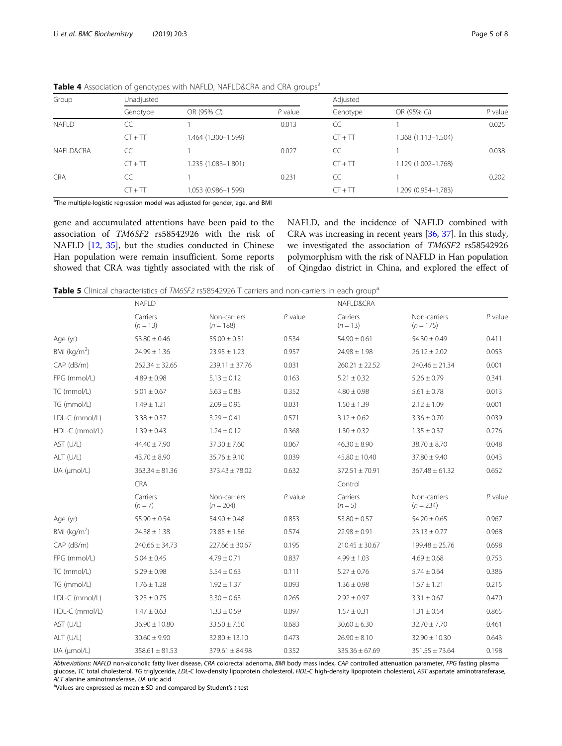**Table 4** Association of genotypes with NAFLD, NAFLD&CRA and CRA groups[a]

| Group | Unadjusted | | | Adjusted | | |
|---|---|---|---|---|---|---|
| | Genotype | OR (95% *CI*) | *P* value | Genotype | OR (95% *CI*) | *P* value |
| NAFLD | CC | 1 | 0.013 | CC | 1 | 0.025 |
| | CT + TT | 1.464 (1.300–1.599) | | CT + TT | 1.368 (1.113–1.504) | |
| NAFLD&CRA | CC | 1 | 0.027 | CC | 1 | 0.038 |
| | CT + TT | 1.235 (1.083–1.801) | | CT + TT | 1.129 (1.002–1.768) | |
| CRA | CC | 1 | 0.231 | CC | 1 | 0.202 |
| | CT + TT | 1.053 (0.986–1.599) | | CT + TT | 1.209 (0.954–1.783) | |

[a]The multiple-logistic regression model was adjusted for gender, age, and BMI

gene and accumulated attentions have been paid to the association of *TM6SF2* rs58542926 with the risk of NAFLD [12, 35], but the studies conducted in Chinese Han population were remain insufficient. Some reports showed that CRA was tightly associated with the risk of NAFLD, and the incidence of NAFLD combined with CRA was increasing in recent years [36, 37]. In this study, we investigated the association of *TM6SF2* rs58542926 polymorphism with the risk of NAFLD in Han population of Qingdao district in China, and explored the effect of

**Table 5** Clinical characteristics of *TM6SF2* rs58542926 T carriers and non-carriers in each group[a]

| | NAFLD | | | NAFLD&CRA | | |
|---|---|---|---|---|---|---|
| | Carriers ($n = 13$) | Non-carriers ($n = 188$) | *P* value | Carriers ($n = 13$) | Non-carriers ($n = 175$) | *P* value |
| Age (yr) | 53.80 ± 0.46 | 55.00 ± 0.51 | 0.534 | 54.90 ± 0.61 | 54.30 ± 0.49 | 0.411 |
| BMI (kg/m$^2$) | 24.99 ± 1.36 | 23.95 ± 1.23 | 0.957 | 24.98 ± 1.98 | 26.12 ± 2.02 | 0.053 |
| CAP (dB/m) | 262.34 ± 32.65 | 239.11 ± 37.76 | 0.031 | 260.21 ± 22.52 | 240.46 ± 21.34 | 0.001 |
| FPG (mmol/L) | 4.89 ± 0.98 | 5.13 ± 0.12 | 0.163 | 5.21 ± 0.32 | 5.26 ± 0.79 | 0.341 |
| TC (mmol/L) | 5.01 ± 0.67 | 5.63 ± 0.83 | 0.352 | 4.80 ± 0.98 | 5.61 ± 0.78 | 0.013 |
| TG (mmol/L) | 1.49 ± 1.21 | 2.09 ± 0.95 | 0.031 | 1.50 ± 1.39 | 2.12 ± 1.09 | 0.001 |
| LDL-C (mmol/L) | 3.38 ± 0.37 | 3.29 ± 0.41 | 0.571 | 3.12 ± 0.62 | 3.36 ± 0.70 | 0.039 |
| HDL-C (mmol/L) | 1.39 ± 0.43 | 1.24 ± 0.12 | 0.368 | 1.30 ± 0.32 | 1.35 ± 0.37 | 0.276 |
| AST (U/L) | 44.40 ± 7.90 | 37.30 ± 7.60 | 0.067 | 46.30 ± 8.90 | 38.70 ± 8.70 | 0.048 |
| ALT (U/L) | 43.70 ± 8.90 | 35.76 ± 9.10 | 0.039 | 45.80 ± 10.40 | 37.80 ± 9.40 | 0.043 |
| UA (μmol/L) | 363.34 ± 81.36 | 373.43 ± 78.02 | 0.632 | 372.51 ± 70.91 | 367.48 ± 61.32 | 0.652 |
| | CRA | | | Control | | |
| | Carriers ($n = 7$) | Non-carriers ($n = 204$) | *P* value | Carriers ($n = 5$) | Non-carriers ($n = 234$) | *P* value |
| Age (yr) | 55.90 ± 0.54 | 54.90 ± 0.48 | 0.853 | 53.80 ± 0.57 | 54.20 ± 0.65 | 0.967 |
| BMI (kg/m$^2$) | 24.38 ± 1.38 | 23.85 ± 1.56 | 0.574 | 22.98 ± 0.91 | 23.13 ± 0.77 | 0.968 |
| CAP (dB/m) | 240.66 ± 34.73 | 227.66 ± 30.67 | 0.195 | 210.45 ± 30.67 | 199.48 ± 25.76 | 0.698 |
| FPG (mmol/L) | 5.04 ± 0.45 | 4.79 ± 0.71 | 0.837 | 4.99 ± 1.03 | 4.69 ± 0.68 | 0.753 |
| TC (mmol/L) | 5.29 ± 0.98 | 5.54 ± 0.63 | 0.111 | 5.27 ± 0.76 | 5.74 ± 0.64 | 0.386 |
| TG (mmol/L) | 1.76 ± 1.28 | 1.92 ± 1.37 | 0.093 | 1.36 ± 0.98 | 1.57 ± 1.21 | 0.215 |
| LDL-C (mmol/L) | 3.23 ± 0.75 | 3.30 ± 0.63 | 0.265 | 2.92 ± 0.97 | 3.31 ± 0.67 | 0.470 |
| HDL-C (mmol/L) | 1.47 ± 0.63 | 1.33 ± 0.59 | 0.097 | 1.57 ± 0.31 | 1.31 ± 0.54 | 0.865 |
| AST (U/L) | 36.90 ± 10.80 | 33.50 ± 7.50 | 0.683 | 30.60 ± 6.30 | 32.70 ± 7.70 | 0.461 |
| ALT (U/L) | 30.60 ± 9.90 | 32.80 ± 13.10 | 0.473 | 26.90 ± 8.10 | 32.90 ± 10.30 | 0.643 |
| UA (μmol/L) | 358.61 ± 81.53 | 379.61 ± 84.98 | 0.352 | 335.36 ± 67.69 | 351.55 ± 73.64 | 0.198 |

*Abbreviations*: *NAFLD* non-alcoholic fatty liver disease, *CRA* colorectal adenoma, *BMI* body mass index, *CAP* controlled attenuation parameter, *FPG* fasting plasma glucose, *TC* total cholesterol, *TG* triglyceride, *LDL-C* low-density lipoprotein cholesterol, *HDL-C* high-density lipoprotein cholesterol, *AST* aspartate aminotransferase, *ALT* alanine aminotransferase, *UA* uric acid

[a]Values are expressed as mean ± SD and compared by Student's *t*-test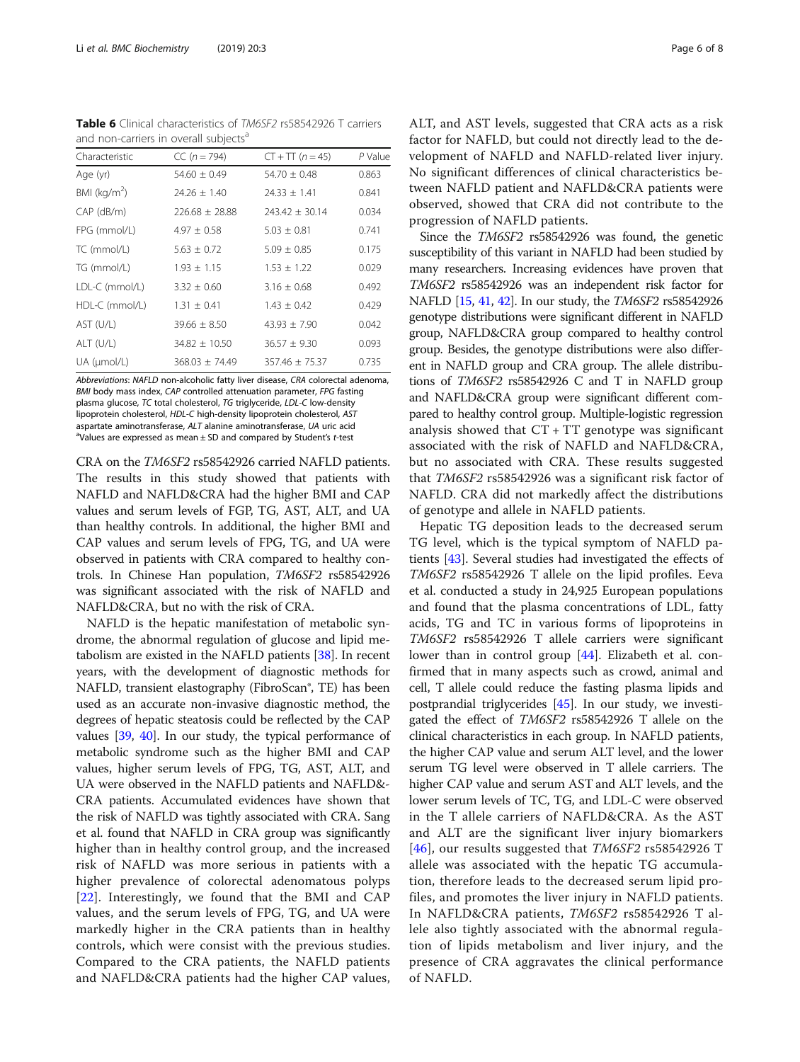**Table 6** Clinical characteristics of *TM6SF2* rs58542926 T carriers and non-carriers in overall subjects[a]

| Characteristic | CC (n = 794) | CT + TT (n = 45) | P Value |
|---|---|---|---|
| Age (yr) | 54.60 ± 0.49 | 54.70 ± 0.48 | 0.863 |
| BMI (kg/m$^2$) | 24.26 ± 1.40 | 24.33 ± 1.41 | 0.841 |
| CAP (dB/m) | 226.68 ± 28.88 | 243.42 ± 30.14 | 0.034 |
| FPG (mmol/L) | 4.97 ± 0.58 | 5.03 ± 0.81 | 0.741 |
| TC (mmol/L) | 5.63 ± 0.72 | 5.09 ± 0.85 | 0.175 |
| TG (mmol/L) | 1.93 ± 1.15 | 1.53 ± 1.22 | 0.029 |
| LDL-C (mmol/L) | 3.32 ± 0.60 | 3.16 ± 0.68 | 0.492 |
| HDL-C (mmol/L) | 1.31 ± 0.41 | 1.43 ± 0.42 | 0.429 |
| AST (U/L) | 39.66 ± 8.50 | 43.93 ± 7.90 | 0.042 |
| ALT (U/L) | 34.82 ± 10.50 | 36.57 ± 9.30 | 0.093 |
| UA (μmol/L) | 368.03 ± 74.49 | 357.46 ± 75.37 | 0.735 |

*Abbreviations*: *NAFLD* non-alcoholic fatty liver disease, *CRA* colorectal adenoma, *BMI* body mass index, *CAP* controlled attenuation parameter, *FPG* fasting plasma glucose, *TC* total cholesterol, *TG* triglyceride, *LDL-C* low-density lipoprotein cholesterol, *HDL-C* high-density lipoprotein cholesterol, *AST* aspartate aminotransferase, *ALT* alanine aminotransferase, *UA* uric acid
[a]Values are expressed as mean ± SD and compared by Student's *t*-test

CRA on the *TM6SF2* rs58542926 carried NAFLD patients. The results in this study showed that patients with NAFLD and NAFLD&CRA had the higher BMI and CAP values and serum levels of FGP, TG, AST, ALT, and UA than healthy controls. In additional, the higher BMI and CAP values and serum levels of FPG, TG, and UA were observed in patients with CRA compared to healthy controls. In Chinese Han population, *TM6SF2* rs58542926 was significant associated with the risk of NAFLD and NAFLD&CRA, but no with the risk of CRA.

NAFLD is the hepatic manifestation of metabolic syndrome, the abnormal regulation of glucose and lipid metabolism are existed in the NAFLD patients [38]. In recent years, with the development of diagnostic methods for NAFLD, transient elastography (FibroScan®, TE) has been used as an accurate non-invasive diagnostic method, the degrees of hepatic steatosis could be reflected by the CAP values [39, 40]. In our study, the typical performance of metabolic syndrome such as the higher BMI and CAP values, higher serum levels of FPG, TG, AST, ALT, and UA were observed in the NAFLD patients and NAFLD&CRA patients. Accumulated evidences have shown that the risk of NAFLD was tightly associated with CRA. Sang et al. found that NAFLD in CRA group was significantly higher than in healthy control group, and the increased risk of NAFLD was more serious in patients with a higher prevalence of colorectal adenomatous polyps [22]. Interestingly, we found that the BMI and CAP values, and the serum levels of FPG, TG, and UA were markedly higher in the CRA patients than in healthy controls, which were consist with the previous studies. Compared to the CRA patients, the NAFLD patients and NAFLD&CRA patients had the higher CAP values, ALT, and AST levels, suggested that CRA acts as a risk factor for NAFLD, but could not directly lead to the development of NAFLD and NAFLD-related liver injury. No significant differences of clinical characteristics between NAFLD patient and NAFLD&CRA patients were observed, showed that CRA did not contribute to the progression of NAFLD patients.

Since the *TM6SF2* rs58542926 was found, the genetic susceptibility of this variant in NAFLD had been studied by many researchers. Increasing evidences have proven that *TM6SF2* rs58542926 was an independent risk factor for NAFLD [15, 41, 42]. In our study, the *TM6SF2* rs58542926 genotype distributions were significant different in NAFLD group, NAFLD&CRA group compared to healthy control group. Besides, the genotype distributions were also different in NAFLD group and CRA group. The allele distributions of *TM6SF2* rs58542926 C and T in NAFLD group and NAFLD&CRA group were significant different compared to healthy control group. Multiple-logistic regression analysis showed that CT + TT genotype was significant associated with the risk of NAFLD and NAFLD&CRA, but no associated with CRA. These results suggested that *TM6SF2* rs58542926 was a significant risk factor of NAFLD. CRA did not markedly affect the distributions of genotype and allele in NAFLD patients.

Hepatic TG deposition leads to the decreased serum TG level, which is the typical symptom of NAFLD patients [43]. Several studies had investigated the effects of *TM6SF2* rs58542926 T allele on the lipid profiles. Eeva et al. conducted a study in 24,925 European populations and found that the plasma concentrations of LDL, fatty acids, TG and TC in various forms of lipoproteins in *TM6SF2* rs58542926 T allele carriers were significant lower than in control group [44]. Elizabeth et al. confirmed that in many aspects such as crowd, animal and cell, T allele could reduce the fasting plasma lipids and postprandial triglycerides [45]. In our study, we investigated the effect of *TM6SF2* rs58542926 T allele on the clinical characteristics in each group. In NAFLD patients, the higher CAP value and serum ALT level, and the lower serum TG level were observed in T allele carriers. The higher CAP value and serum AST and ALT levels, and the lower serum levels of TC, TG, and LDL-C were observed in the T allele carriers of NAFLD&CRA. As the AST and ALT are the significant liver injury biomarkers [46], our results suggested that *TM6SF2* rs58542926 T allele was associated with the hepatic TG accumulation, therefore leads to the decreased serum lipid profiles, and promotes the liver injury in NAFLD patients. In NAFLD&CRA patients, *TM6SF2* rs58542926 T allele also tightly associated with the abnormal regulation of lipids metabolism and liver injury, and the presence of CRA aggravates the clinical performance of NAFLD.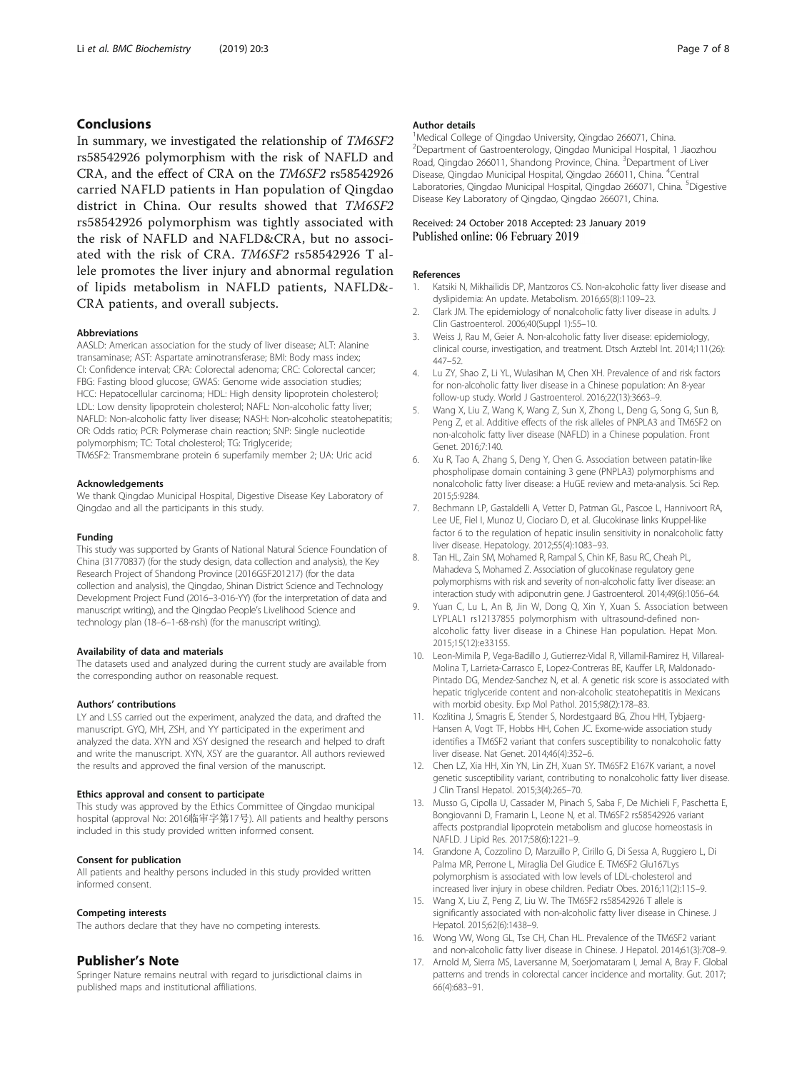## Conclusions

In summary, we investigated the relationship of *TM6SF2* rs58542926 polymorphism with the risk of NAFLD and CRA, and the effect of CRA on the *TM6SF2* rs58542926 carried NAFLD patients in Han population of Qingdao district in China. Our results showed that *TM6SF2* rs58542926 polymorphism was tightly associated with the risk of NAFLD and NAFLD&CRA, but no associated with the risk of CRA. *TM6SF2* rs58542926 T allele promotes the liver injury and abnormal regulation of lipids metabolism in NAFLD patients, NAFLD&CRA patients, and overall subjects.

#### Abbreviations

AASLD: American association for the study of liver disease; ALT: Alanine transaminase; AST: Aspartate aminotransferase; BMI: Body mass index; CI: Confidence interval; CRA: Colorectal adenoma; CRC: Colorectal cancer; FBG: Fasting blood glucose; GWAS: Genome wide association studies; HCC: Hepatocellular carcinoma; HDL: High density lipoprotein cholesterol; LDL: Low density lipoprotein cholesterol; NAFL: Non-alcoholic fatty liver; NAFLD: Non-alcoholic fatty liver disease; NASH: Non-alcoholic steatohepatitis; OR: Odds ratio; PCR: Polymerase chain reaction; SNP: Single nucleotide polymorphism; TC: Total cholesterol; TG: Triglyceride; TM6SF2: Transmembrane protein 6 superfamily member 2; UA: Uric acid

#### Acknowledgements

We thank Qingdao Municipal Hospital, Digestive Disease Key Laboratory of Qingdao and all the participants in this study.

#### Funding

This study was supported by Grants of National Natural Science Foundation of China (31770837) (for the study design, data collection and analysis), the Key Research Project of Shandong Province (2016GSF201217) (for the data collection and analysis), the Qingdao, Shinan District Science and Technology Development Project Fund (2016–3-016-YY) (for the interpretation of data and manuscript writing), and the Qingdao People's Livelihood Science and technology plan (18–6–1-68-nsh) (for the manuscript writing).

#### Availability of data and materials

The datasets used and analyzed during the current study are available from the corresponding author on reasonable request.

#### Authors' contributions

LY and LSS carried out the experiment, analyzed the data, and drafted the manuscript. GYQ, MH, ZSH, and YY participated in the experiment and analyzed the data. XYN and XSY designed the research and helped to draft and write the manuscript. XYN, XSY are the guarantor. All authors reviewed the results and approved the final version of the manuscript.

#### Ethics approval and consent to participate

This study was approved by the Ethics Committee of Qingdao municipal hospital (approval No: 2016临审字第17号). All patients and healthy persons included in this study provided written informed consent.

#### Consent for publication

All patients and healthy persons included in this study provided written informed consent.

#### Competing interests

The authors declare that they have no competing interests.

## Publisher's Note

Springer Nature remains neutral with regard to jurisdictional claims in published maps and institutional affiliations.

#### Author details

[1]Medical College of Qingdao University, Qingdao 266071, China. [2]Department of Gastroenterology, Qingdao Municipal Hospital, 1 Jiaozhou Road, Qingdao 266011, Shandong Province, China. [3]Department of Liver Disease, Qingdao Municipal Hospital, Qingdao 266011, China. [4]Central Laboratories, Qingdao Municipal Hospital, Qingdao 266071, China. [5]Digestive Disease Key Laboratory of Qingdao, Qingdao 266071, China.

Received: 24 October 2018 Accepted: 23 January 2019
Published online: 06 February 2019

#### References

1. Katsiki N, Mikhailidis DP, Mantzoros CS. Non-alcoholic fatty liver disease and dyslipidemia: An update. Metabolism. 2016;65(8):1109–23.
2. Clark JM. The epidemiology of nonalcoholic fatty liver disease in adults. J Clin Gastroenterol. 2006;40(Suppl 1):S5–10.
3. Weiss J, Rau M, Geier A. Non-alcoholic fatty liver disease: epidemiology, clinical course, investigation, and treatment. Dtsch Arztebl Int. 2014;111(26): 447–52.
4. Lu ZY, Shao Z, Li YL, Wulasihan M, Chen XH. Prevalence of and risk factors for non-alcoholic fatty liver disease in a Chinese population: An 8-year follow-up study. World J Gastroenterol. 2016;22(13):3663–9.
5. Wang X, Liu Z, Wang K, Wang Z, Sun X, Zhong L, Deng G, Song G, Sun B, Peng Z, et al. Additive effects of the risk alleles of PNPLA3 and TM6SF2 on non-alcoholic fatty liver disease (NAFLD) in a Chinese population. Front Genet. 2016;7:140.
6. Xu R, Tao A, Zhang S, Deng Y, Chen G. Association between patatin-like phospholipase domain containing 3 gene (PNPLA3) polymorphisms and nonalcoholic fatty liver disease: a HuGE review and meta-analysis. Sci Rep. 2015;5:9284.
7. Bechmann LP, Gastaldelli A, Vetter D, Patman GL, Pascoe L, Hannivoort RA, Lee UE, Fiel I, Munoz U, Ciociaro D, et al. Glucokinase links Kruppel-like factor 6 to the regulation of hepatic insulin sensitivity in nonalcoholic fatty liver disease. Hepatology. 2012;55(4):1083–93.
8. Tan HL, Zain SM, Mohamed R, Rampal S, Chin KF, Basu RC, Cheah PL, Mahadeva S, Mohamed Z. Association of glucokinase regulatory gene polymorphisms with risk and severity of non-alcoholic fatty liver disease: an interaction study with adiponutrin gene. J Gastroenterol. 2014;49(6):1056–64.
9. Yuan C, Lu L, An B, Jin W, Dong Q, Xin Y, Xuan S. Association between LYPLAL1 rs12137855 polymorphism with ultrasound-defined non-alcoholic fatty liver disease in a Chinese Han population. Hepat Mon. 2015;15(12):e33155.
10. Leon-Mimila P, Vega-Badillo J, Gutierrez-Vidal R, Villamil-Ramirez H, Villareal-Molina T, Larrieta-Carrasco E, Lopez-Contreras BE, Kauffer LR, Maldonado-Pintado DG, Mendez-Sanchez N, et al. A genetic risk score is associated with hepatic triglyceride content and non-alcoholic steatohepatitis in Mexicans with morbid obesity. Exp Mol Pathol. 2015;98(2):178–83.
11. Kozlitina J, Smagris E, Stender S, Nordestgaard BG, Zhou HH, Tybjaerg-Hansen A, Vogt TF, Hobbs HH, Cohen JC. Exome-wide association study identifies a TM6SF2 variant that confers susceptibility to nonalcoholic fatty liver disease. Nat Genet. 2014;46(4):352–6.
12. Chen LZ, Xia HH, Xin YN, Lin ZH, Xuan SY. TM6SF2 E167K variant, a novel genetic susceptibility variant, contributing to nonalcoholic fatty liver disease. J Clin Transl Hepatol. 2015;3(4):265–70.
13. Musso G, Cipolla U, Cassader M, Pinach S, Saba F, De Michieli F, Paschetta E, Bongiovanni D, Framarin L, Leone N, et al. TM6SF2 rs58542926 variant affects postprandial lipoprotein metabolism and glucose homeostasis in NAFLD. J Lipid Res. 2017;58(6):1221–9.
14. Grandone A, Cozzolino D, Marzuillo P, Cirillo G, Di Sessa A, Ruggiero L, Di Palma MR, Perrone L, Miraglia Del Giudice E. TM6SF2 Glu167Lys polymorphism is associated with low levels of LDL-cholesterol and increased liver injury in obese children. Pediatr Obes. 2016;11(2):115–9.
15. Wang X, Liu Z, Peng Z, Liu W. The TM6SF2 rs58542926 T allele is significantly associated with non-alcoholic fatty liver disease in Chinese. J Hepatol. 2015;62(6):1438–9.
16. Wong VW, Wong GL, Tse CH, Chan HL. Prevalence of the TM6SF2 variant and non-alcoholic fatty liver disease in Chinese. J Hepatol. 2014;61(3):708–9.
17. Arnold M, Sierra MS, Laversanne M, Soerjomataram I, Jemal A, Bray F. Global patterns and trends in colorectal cancer incidence and mortality. Gut. 2017; 66(4):683–91.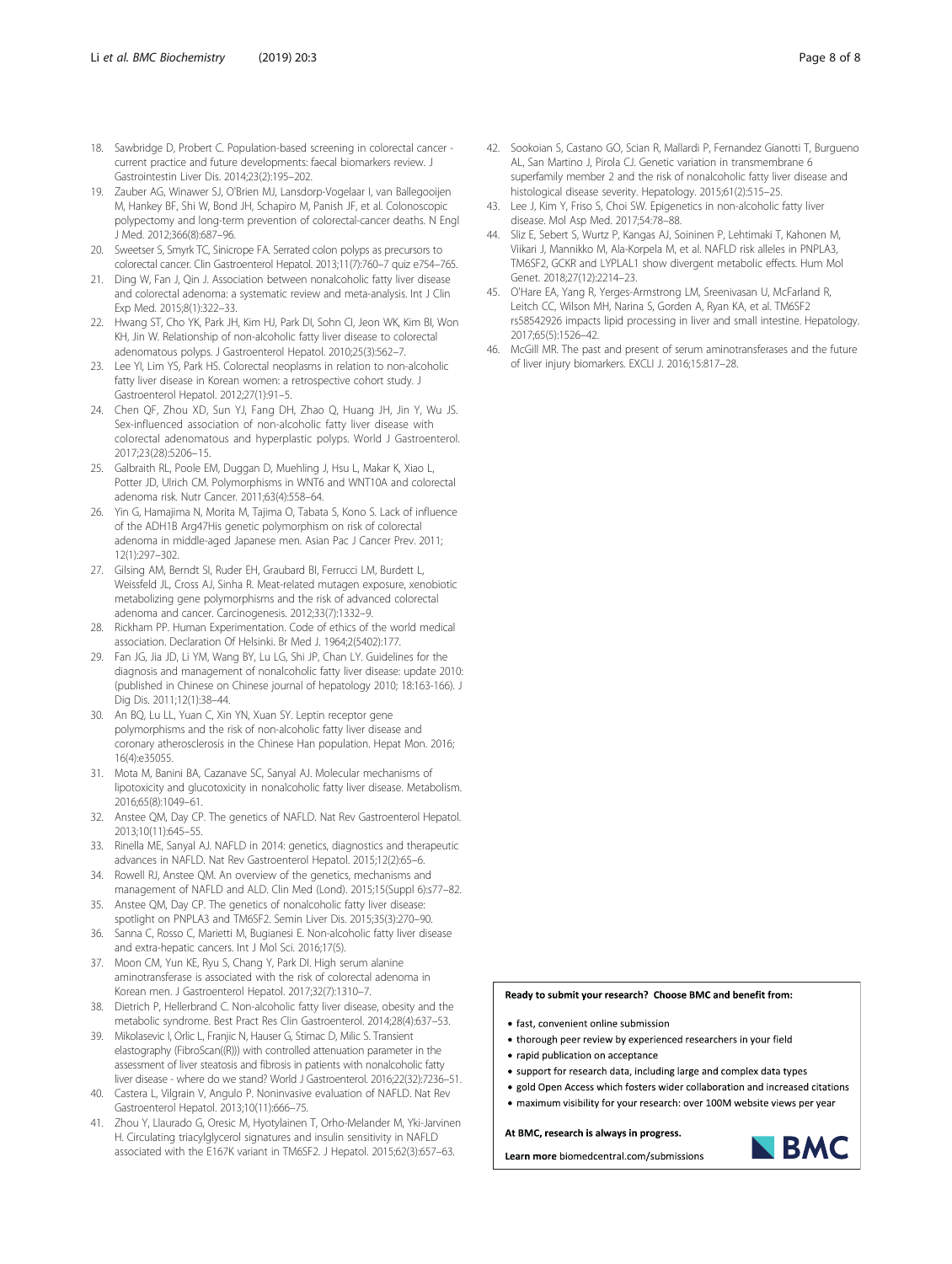18. Sawbridge D, Probert C. Population-based screening in colorectal cancer - current practice and future developments: faecal biomarkers review. J Gastrointestin Liver Dis. 2014;23(2):195–202.
19. Zauber AG, Winawer SJ, O'Brien MJ, Lansdorp-Vogelaar I, van Ballegooijen M, Hankey BF, Shi W, Bond JH, Schapiro M, Panish JF, et al. Colonoscopic polypectomy and long-term prevention of colorectal-cancer deaths. N Engl J Med. 2012;366(8):687–96.
20. Sweetser S, Smyrk TC, Sinicrope FA. Serrated colon polyps as precursors to colorectal cancer. Clin Gastroenterol Hepatol. 2013;11(7):760–7 quiz e754–765.
21. Ding W, Fan J, Qin J. Association between nonalcoholic fatty liver disease and colorectal adenoma: a systematic review and meta-analysis. Int J Clin Exp Med. 2015;8(1):322–33.
22. Hwang ST, Cho YK, Park JH, Kim HJ, Park DI, Sohn CI, Jeon WK, Kim BI, Won KH, Jin W. Relationship of non-alcoholic fatty liver disease to colorectal adenomatous polyps. J Gastroenterol Hepatol. 2010;25(3):562–7.
23. Lee YI, Lim YS, Park HS. Colorectal neoplasms in relation to non-alcoholic fatty liver disease in Korean women: a retrospective cohort study. J Gastroenterol Hepatol. 2012;27(1):91–5.
24. Chen QF, Zhou XD, Sun YJ, Fang DH, Zhao Q, Huang JH, Jin Y, Wu JS. Sex-influenced association of non-alcoholic fatty liver disease with colorectal adenomatous and hyperplastic polyps. World J Gastroenterol. 2017;23(28):5206–15.
25. Galbraith RL, Poole EM, Duggan D, Muehling J, Hsu L, Makar K, Xiao L, Potter JD, Ulrich CM. Polymorphisms in WNT6 and WNT10A and colorectal adenoma risk. Nutr Cancer. 2011;63(4):558–64.
26. Yin G, Hamajima N, Morita M, Tajima O, Tabata S, Kono S. Lack of influence of the ADH1B Arg47His genetic polymorphism on risk of colorectal adenoma in middle-aged Japanese men. Asian Pac J Cancer Prev. 2011; 12(1):297–302.
27. Gilsing AM, Berndt SI, Ruder EH, Graubard BI, Ferrucci LM, Burdett L, Weissfeld JL, Cross AJ, Sinha R. Meat-related mutagen exposure, xenobiotic metabolizing gene polymorphisms and the risk of advanced colorectal adenoma and cancer. Carcinogenesis. 2012;33(7):1332–9.
28. Rickham PP. Human Experimentation. Code of ethics of the world medical association. Declaration Of Helsinki. Br Med J. 1964;2(5402):177.
29. Fan JG, Jia JD, Li YM, Wang BY, Lu LG, Shi JP, Chan LY. Guidelines for the diagnosis and management of nonalcoholic fatty liver disease: update 2010: (published in Chinese on Chinese journal of hepatology 2010; 18:163-166). J Dig Dis. 2011;12(1):38–44.
30. An BQ, Lu LL, Yuan C, Xin YN, Xuan SY. Leptin receptor gene polymorphisms and the risk of non-alcoholic fatty liver disease and coronary atherosclerosis in the Chinese Han population. Hepat Mon. 2016; 16(4):e35055.
31. Mota M, Banini BA, Cazanave SC, Sanyal AJ. Molecular mechanisms of lipotoxicity and glucotoxicity in nonalcoholic fatty liver disease. Metabolism. 2016;65(8):1049–61.
32. Anstee QM, Day CP. The genetics of NAFLD. Nat Rev Gastroenterol Hepatol. 2013;10(11):645–55.
33. Rinella ME, Sanyal AJ. NAFLD in 2014: genetics, diagnostics and therapeutic advances in NAFLD. Nat Rev Gastroenterol Hepatol. 2015;12(2):65–6.
34. Rowell RJ, Anstee QM. An overview of the genetics, mechanisms and management of NAFLD and ALD. Clin Med (Lond). 2015;15(Suppl 6):s77–82.
35. Anstee QM, Day CP. The genetics of nonalcoholic fatty liver disease: spotlight on PNPLA3 and TM6SF2. Semin Liver Dis. 2015;35(3):270–90.
36. Sanna C, Rosso C, Marietti M, Bugianesi E. Non-alcoholic fatty liver disease and extra-hepatic cancers. Int J Mol Sci. 2016;17(5).
37. Moon CM, Yun KE, Ryu S, Chang Y, Park DI. High serum alanine aminotransferase is associated with the risk of colorectal adenoma in Korean men. J Gastroenterol Hepatol. 2017;32(7):1310–7.
38. Dietrich P, Hellerbrand C. Non-alcoholic fatty liver disease, obesity and the metabolic syndrome. Best Pract Res Clin Gastroenterol. 2014;28(4):637–53.
39. Mikolasevic I, Orlic L, Franjic N, Hauser G, Stimac D, Milic S. Transient elastography (FibroScan((R))) with controlled attenuation parameter in the assessment of liver steatosis and fibrosis in patients with nonalcoholic fatty liver disease - where do we stand? World J Gastroenterol. 2016;22(32):7236–51.
40. Castera L, Vilgrain V, Angulo P. Noninvasive evaluation of NAFLD. Nat Rev Gastroenterol Hepatol. 2013;10(11):666–75.
41. Zhou Y, Llaurado G, Oresic M, Hyotylainen T, Orho-Melander M, Yki-Jarvinen H. Circulating triacylglycerol signatures and insulin sensitivity in NAFLD associated with the E167K variant in TM6SF2. J Hepatol. 2015;62(3):657–63.
42. Sookoian S, Castano GO, Scian R, Mallardi P, Fernandez Gianotti T, Burgueno AL, San Martino J, Pirola CJ. Genetic variation in transmembrane 6 superfamily member 2 and the risk of nonalcoholic fatty liver disease and histological disease severity. Hepatology. 2015;61(2):515–25.
43. Lee J, Kim Y, Friso S, Choi SW. Epigenetics in non-alcoholic fatty liver disease. Mol Asp Med. 2017;54:78–88.
44. Sliz E, Sebert S, Wurtz P, Kangas AJ, Soininen P, Lehtimaki T, Kahonen M, Viikari J, Mannikko M, Ala-Korpela M, et al. NAFLD risk alleles in PNPLA3, TM6SF2, GCKR and LYPLAL1 show divergent metabolic effects. Hum Mol Genet. 2018;27(12):2214–23.
45. O'Hare EA, Yang R, Yerges-Armstrong LM, Sreenivasan U, McFarland R, Leitch CC, Wilson MH, Narina S, Gorden A, Ryan KA, et al. TM6SF2 rs58542926 impacts lipid processing in liver and small intestine. Hepatology. 2017;65(5):1526–42.
46. McGill MR. The past and present of serum aminotransferases and the future of liver injury biomarkers. EXCLI J. 2016;15:817–28.

**Ready to submit your research? Choose BMC and benefit from:**

- fast, convenient online submission
- thorough peer review by experienced researchers in your field
- rapid publication on acceptance
- support for research data, including large and complex data types
- gold Open Access which fosters wider collaboration and increased citations
- maximum visibility for your research: over 100M website views per year

**At BMC, research is always in progress.**

**Learn more** biomedcentral.com/submissions

BMC